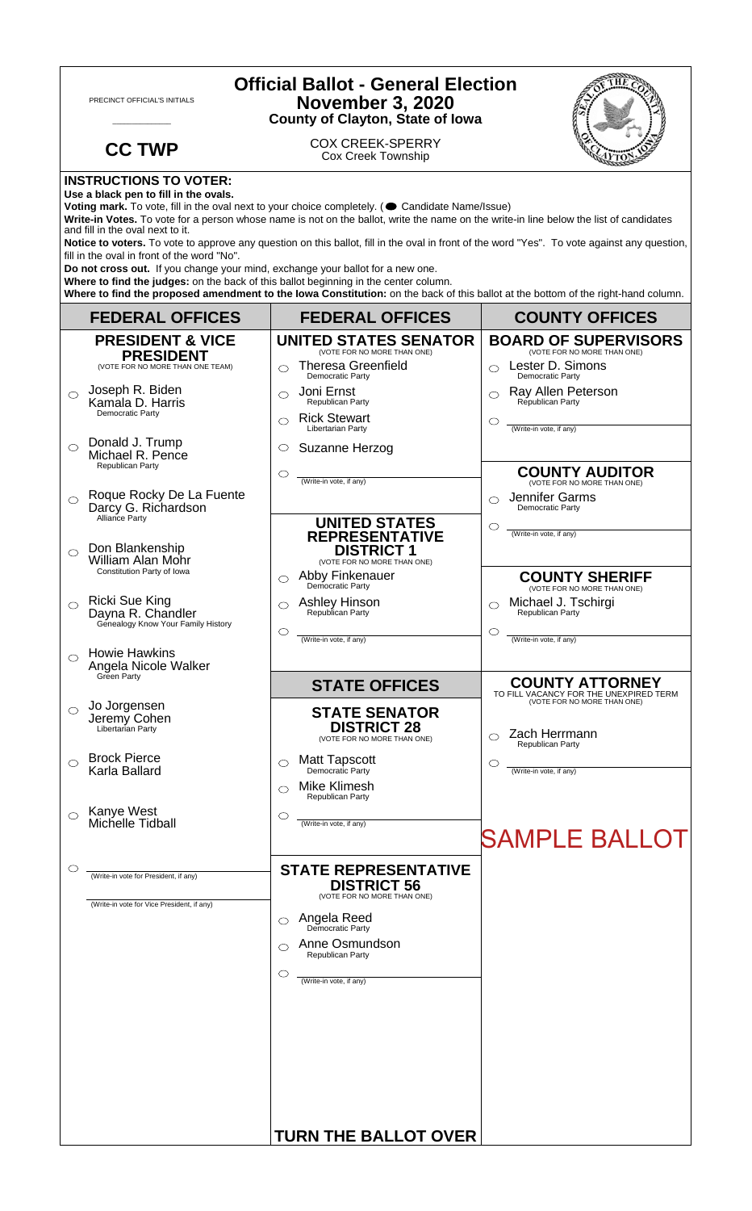PRECINCT OFFICIAL'S INITIALS

___________

# Official Ballot - General Election
## November 3, 2020
### County of Clayton, State of Iowa

**CC TWP**

COX CREEK-SPERRY
Cox Creek Township

**INSTRUCTIONS TO VOTER:**

**Use a black pen to fill in the ovals.**

**Voting mark.** To vote, fill in the oval next to your choice completely. ( ● Candidate Name/Issue)

**Write-in Votes.** To vote for a person whose name is not on the ballot, write the name on the write-in line below the list of candidates and fill in the oval next to it.

**Notice to voters.** To vote to approve any question on this ballot, fill in the oval in front of the word "Yes". To vote against any question, fill in the oval in front of the word "No".

**Do not cross out.** If you change your mind, exchange your ballot for a new one.

**Where to find the judges:** on the back of this ballot beginning in the center column.

**Where to find the proposed amendment to the Iowa Constitution:** on the back of this ballot at the bottom of the right-hand column.

## FEDERAL OFFICES

### PRESIDENT & VICE PRESIDENT
(VOTE FOR NO MORE THAN ONE TEAM)

- ○ Joseph R. Biden / Kamala D. Harris — Democratic Party
- ○ Donald J. Trump / Michael R. Pence — Republican Party
- ○ Roque Rocky De La Fuente / Darcy G. Richardson — Alliance Party
- ○ Don Blankenship / William Alan Mohr — Constitution Party of Iowa
- ○ Ricki Sue King / Dayna R. Chandler — Genealogy Know Your Family History
- ○ Howie Hawkins / Angela Nicole Walker — Green Party
- ○ Jo Jorgensen / Jeremy Cohen — Libertarian Party
- ○ Brock Pierce / Karla Ballard
- ○ Kanye West / Michelle Tidball
- ○ ________ (Write-in vote for President, if any) / ________ (Write-in vote for Vice President, if any)

## FEDERAL OFFICES

### UNITED STATES SENATOR
(VOTE FOR NO MORE THAN ONE)

- ○ Theresa Greenfield — Democratic Party
- ○ Joni Ernst — Republican Party
- ○ Rick Stewart — Libertarian Party
- ○ Suzanne Herzog
- ○ ________ (Write-in vote, if any)

### UNITED STATES REPRESENTATIVE DISTRICT 1
(VOTE FOR NO MORE THAN ONE)

- ○ Abby Finkenauer — Democratic Party
- ○ Ashley Hinson — Republican Party
- ○ ________ (Write-in vote, if any)

## STATE OFFICES

### STATE SENATOR DISTRICT 28
(VOTE FOR NO MORE THAN ONE)

- ○ Matt Tapscott — Democratic Party
- ○ Mike Klimesh — Republican Party
- ○ ________ (Write-in vote, if any)

### STATE REPRESENTATIVE DISTRICT 56
(VOTE FOR NO MORE THAN ONE)

- ○ Angela Reed — Democratic Party
- ○ Anne Osmundson — Republican Party
- ○ ________ (Write-in vote, if any)

**TURN THE BALLOT OVER**

## COUNTY OFFICES

### BOARD OF SUPERVISORS
(VOTE FOR NO MORE THAN ONE)

- ○ Lester D. Simons — Democratic Party
- ○ Ray Allen Peterson — Republican Party
- ○ ________ (Write-in vote, if any)

### COUNTY AUDITOR
(VOTE FOR NO MORE THAN ONE)

- ○ Jennifer Garms — Democratic Party
- ○ ________ (Write-in vote, if any)

### COUNTY SHERIFF
(VOTE FOR NO MORE THAN ONE)

- ○ Michael J. Tschirgi — Republican Party
- ○ ________ (Write-in vote, if any)

### COUNTY ATTORNEY
TO FILL VACANCY FOR THE UNEXPIRED TERM
(VOTE FOR NO MORE THAN ONE)

- ○ Zach Herrmann — Republican Party
- ○ ________ (Write-in vote, if any)

SAMPLE BALLOT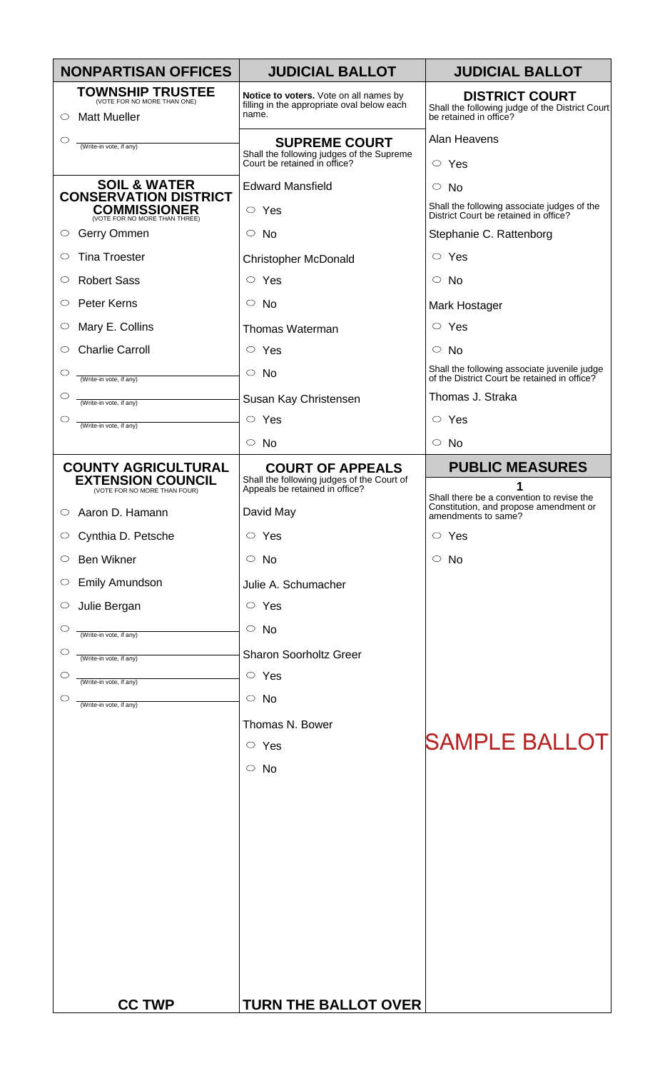## NONPARTISAN OFFICES

### TOWNSHIP TRUSTEE
(VOTE FOR NO MORE THAN ONE)

- ○ Matt Mueller
- ○ ______ (Write-in vote, if any)

### SOIL & WATER CONSERVATION DISTRICT COMMISSIONER
(VOTE FOR NO MORE THAN THREE)

- ○ Gerry Ommen
- ○ Tina Troester
- ○ Robert Sass
- ○ Peter Kerns
- ○ Mary E. Collins
- ○ Charlie Carroll
- ○ ______ (Write-in vote, if any)
- ○ ______ (Write-in vote, if any)
- ○ ______ (Write-in vote, if any)

### COUNTY AGRICULTURAL EXTENSION COUNCIL
(VOTE FOR NO MORE THAN FOUR)

- ○ Aaron D. Hamann
- ○ Cynthia D. Petsche
- ○ Ben Wikner
- ○ Emily Amundson
- ○ Julie Bergan
- ○ ______ (Write-in vote, if any)
- ○ ______ (Write-in vote, if any)
- ○ ______ (Write-in vote, if any)
- ○ ______ (Write-in vote, if any)

CC TWP

## JUDICIAL BALLOT

**Notice to voters.** Vote on all names by filling in the appropriate oval below each name.

### SUPREME COURT
Shall the following judges of the Supreme Court be retained in office?

Edward Mansfield
- ○ Yes
- ○ No

Christopher McDonald
- ○ Yes
- ○ No

Thomas Waterman
- ○ Yes
- ○ No

Susan Kay Christensen
- ○ Yes
- ○ No

### COURT OF APPEALS
Shall the following judges of the Court of Appeals be retained in office?

David May
- ○ Yes
- ○ No

Julie A. Schumacher
- ○ Yes
- ○ No

Sharon Soorholtz Greer
- ○ Yes
- ○ No

Thomas N. Bower
- ○ Yes
- ○ No

TURN THE BALLOT OVER

## JUDICIAL BALLOT

### DISTRICT COURT
Shall the following judge of the District Court be retained in office?

Alan Heavens
- ○ Yes
- ○ No

Shall the following associate judges of the District Court be retained in office?

Stephanie C. Rattenborg
- ○ Yes
- ○ No

Mark Hostager
- ○ Yes
- ○ No

Shall the following associate juvenile judge of the District Court be retained in office?

Thomas J. Straka
- ○ Yes
- ○ No

## PUBLIC MEASURES

### 1
Shall there be a convention to revise the Constitution, and propose amendment or amendments to same?

- ○ Yes
- ○ No

SAMPLE BALLOT